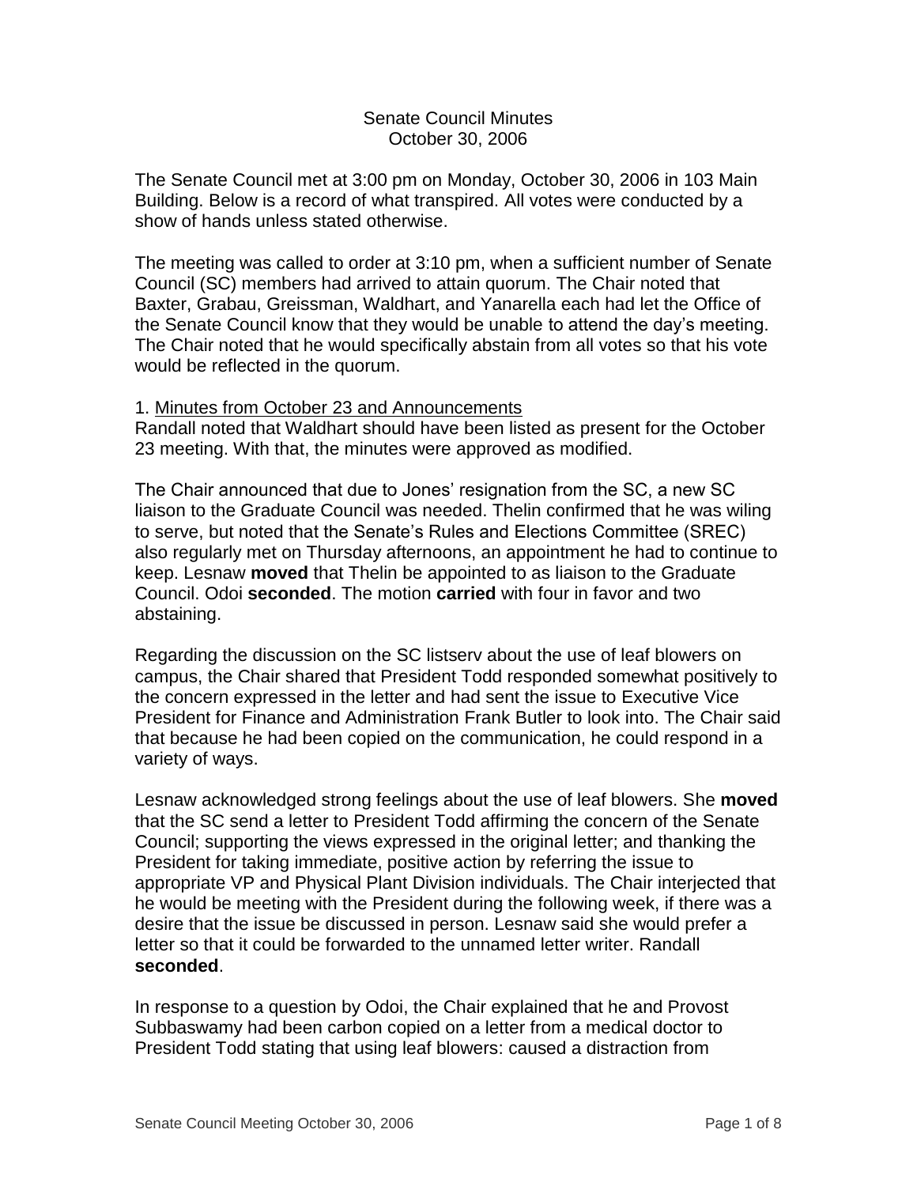Senate Council Minutes
October 30, 2006

The Senate Council met at 3:00 pm on Monday, October 30, 2006 in 103 Main Building. Below is a record of what transpired. All votes were conducted by a show of hands unless stated otherwise.

The meeting was called to order at 3:10 pm, when a sufficient number of Senate Council (SC) members had arrived to attain quorum. The Chair noted that Baxter, Grabau, Greissman, Waldhart, and Yanarella each had let the Office of the Senate Council know that they would be unable to attend the day's meeting. The Chair noted that he would specifically abstain from all votes so that his vote would be reflected in the quorum.

1. <u>Minutes from October 23 and Announcements</u>
Randall noted that Waldhart should have been listed as present for the October 23 meeting. With that, the minutes were approved as modified.

The Chair announced that due to Jones' resignation from the SC, a new SC liaison to the Graduate Council was needed. Thelin confirmed that he was wiling to serve, but noted that the Senate's Rules and Elections Committee (SREC) also regularly met on Thursday afternoons, an appointment he had to continue to keep. Lesnaw **moved** that Thelin be appointed to as liaison to the Graduate Council. Odoi **seconded**. The motion **carried** with four in favor and two abstaining.

Regarding the discussion on the SC listserv about the use of leaf blowers on campus, the Chair shared that President Todd responded somewhat positively to the concern expressed in the letter and had sent the issue to Executive Vice President for Finance and Administration Frank Butler to look into. The Chair said that because he had been copied on the communication, he could respond in a variety of ways.

Lesnaw acknowledged strong feelings about the use of leaf blowers. She **moved** that the SC send a letter to President Todd affirming the concern of the Senate Council; supporting the views expressed in the original letter; and thanking the President for taking immediate, positive action by referring the issue to appropriate VP and Physical Plant Division individuals. The Chair interjected that he would be meeting with the President during the following week, if there was a desire that the issue be discussed in person. Lesnaw said she would prefer a letter so that it could be forwarded to the unnamed letter writer. Randall **seconded**.

In response to a question by Odoi, the Chair explained that he and Provost Subbaswamy had been carbon copied on a letter from a medical doctor to President Todd stating that using leaf blowers: caused a distraction from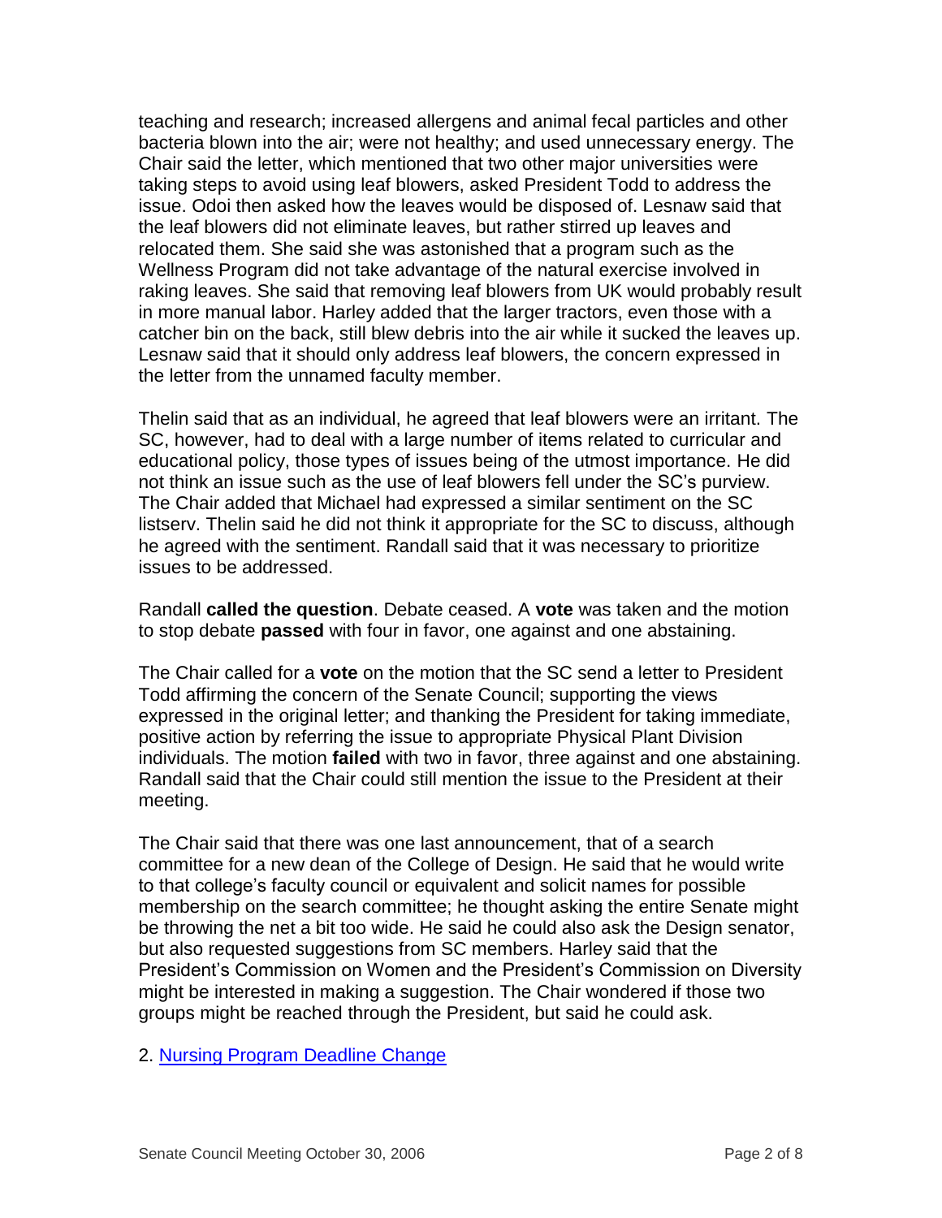teaching and research; increased allergens and animal fecal particles and other bacteria blown into the air; were not healthy; and used unnecessary energy. The Chair said the letter, which mentioned that two other major universities were taking steps to avoid using leaf blowers, asked President Todd to address the issue. Odoi then asked how the leaves would be disposed of. Lesnaw said that the leaf blowers did not eliminate leaves, but rather stirred up leaves and relocated them. She said she was astonished that a program such as the Wellness Program did not take advantage of the natural exercise involved in raking leaves. She said that removing leaf blowers from UK would probably result in more manual labor. Harley added that the larger tractors, even those with a catcher bin on the back, still blew debris into the air while it sucked the leaves up. Lesnaw said that it should only address leaf blowers, the concern expressed in the letter from the unnamed faculty member.

Thelin said that as an individual, he agreed that leaf blowers were an irritant. The SC, however, had to deal with a large number of items related to curricular and educational policy, those types of issues being of the utmost importance. He did not think an issue such as the use of leaf blowers fell under the SC's purview. The Chair added that Michael had expressed a similar sentiment on the SC listserv. Thelin said he did not think it appropriate for the SC to discuss, although he agreed with the sentiment. Randall said that it was necessary to prioritize issues to be addressed.

Randall **called the question**. Debate ceased. A **vote** was taken and the motion to stop debate **passed** with four in favor, one against and one abstaining.

The Chair called for a **vote** on the motion that the SC send a letter to President Todd affirming the concern of the Senate Council; supporting the views expressed in the original letter; and thanking the President for taking immediate, positive action by referring the issue to appropriate Physical Plant Division individuals. The motion **failed** with two in favor, three against and one abstaining. Randall said that the Chair could still mention the issue to the President at their meeting.

The Chair said that there was one last announcement, that of a search committee for a new dean of the College of Design. He said that he would write to that college's faculty council or equivalent and solicit names for possible membership on the search committee; he thought asking the entire Senate might be throwing the net a bit too wide. He said he could also ask the Design senator, but also requested suggestions from SC members. Harley said that the President's Commission on Women and the President's Commission on Diversity might be interested in making a suggestion. The Chair wondered if those two groups might be reached through the President, but said he could ask.

2. Nursing Program Deadline Change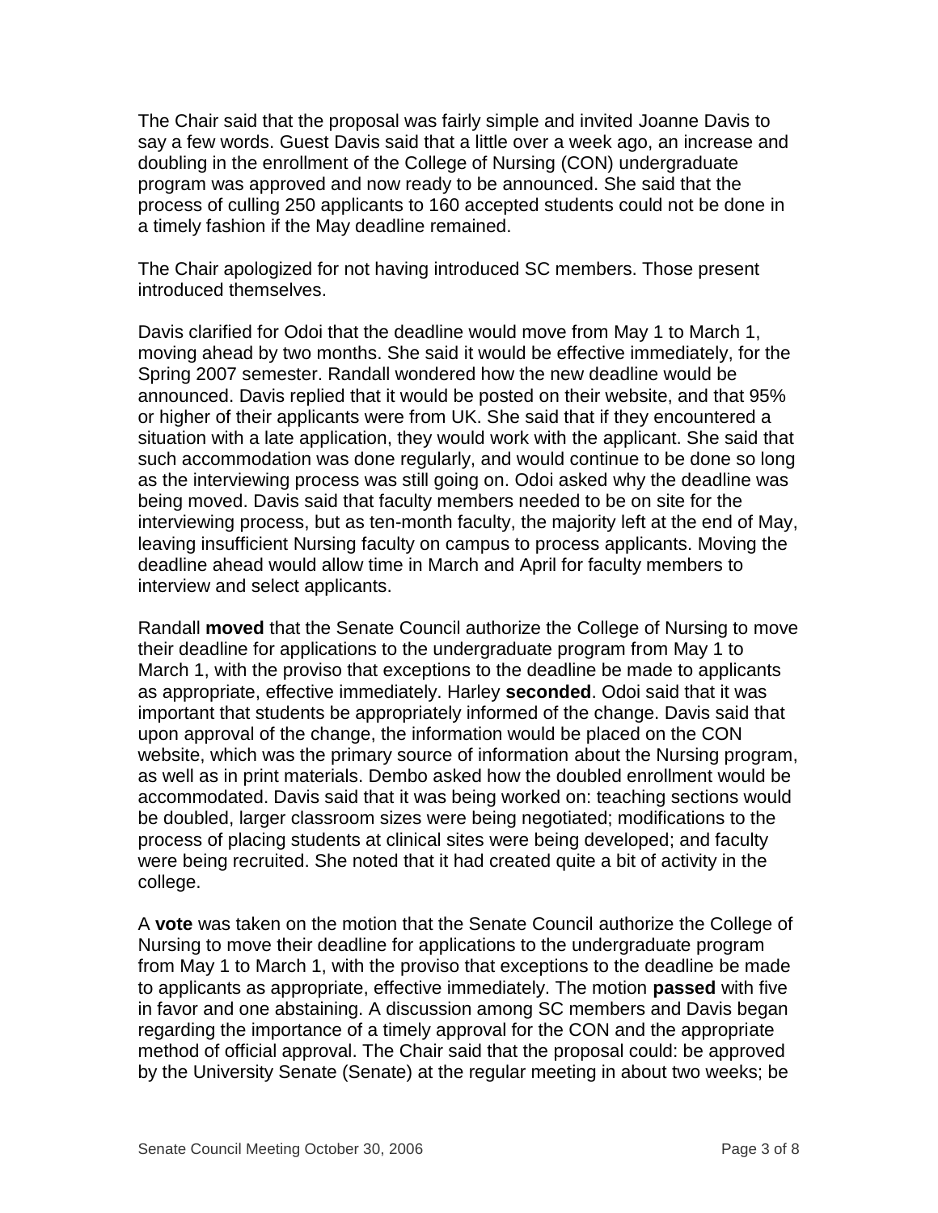The Chair said that the proposal was fairly simple and invited Joanne Davis to say a few words. Guest Davis said that a little over a week ago, an increase and doubling in the enrollment of the College of Nursing (CON) undergraduate program was approved and now ready to be announced. She said that the process of culling 250 applicants to 160 accepted students could not be done in a timely fashion if the May deadline remained.

The Chair apologized for not having introduced SC members. Those present introduced themselves.

Davis clarified for Odoi that the deadline would move from May 1 to March 1, moving ahead by two months. She said it would be effective immediately, for the Spring 2007 semester. Randall wondered how the new deadline would be announced. Davis replied that it would be posted on their website, and that 95% or higher of their applicants were from UK. She said that if they encountered a situation with a late application, they would work with the applicant. She said that such accommodation was done regularly, and would continue to be done so long as the interviewing process was still going on. Odoi asked why the deadline was being moved. Davis said that faculty members needed to be on site for the interviewing process, but as ten-month faculty, the majority left at the end of May, leaving insufficient Nursing faculty on campus to process applicants. Moving the deadline ahead would allow time in March and April for faculty members to interview and select applicants.

Randall **moved** that the Senate Council authorize the College of Nursing to move their deadline for applications to the undergraduate program from May 1 to March 1, with the proviso that exceptions to the deadline be made to applicants as appropriate, effective immediately. Harley **seconded**. Odoi said that it was important that students be appropriately informed of the change. Davis said that upon approval of the change, the information would be placed on the CON website, which was the primary source of information about the Nursing program, as well as in print materials. Dembo asked how the doubled enrollment would be accommodated. Davis said that it was being worked on: teaching sections would be doubled, larger classroom sizes were being negotiated; modifications to the process of placing students at clinical sites were being developed; and faculty were being recruited. She noted that it had created quite a bit of activity in the college.

A **vote** was taken on the motion that the Senate Council authorize the College of Nursing to move their deadline for applications to the undergraduate program from May 1 to March 1, with the proviso that exceptions to the deadline be made to applicants as appropriate, effective immediately. The motion **passed** with five in favor and one abstaining. A discussion among SC members and Davis began regarding the importance of a timely approval for the CON and the appropriate method of official approval. The Chair said that the proposal could: be approved by the University Senate (Senate) at the regular meeting in about two weeks; be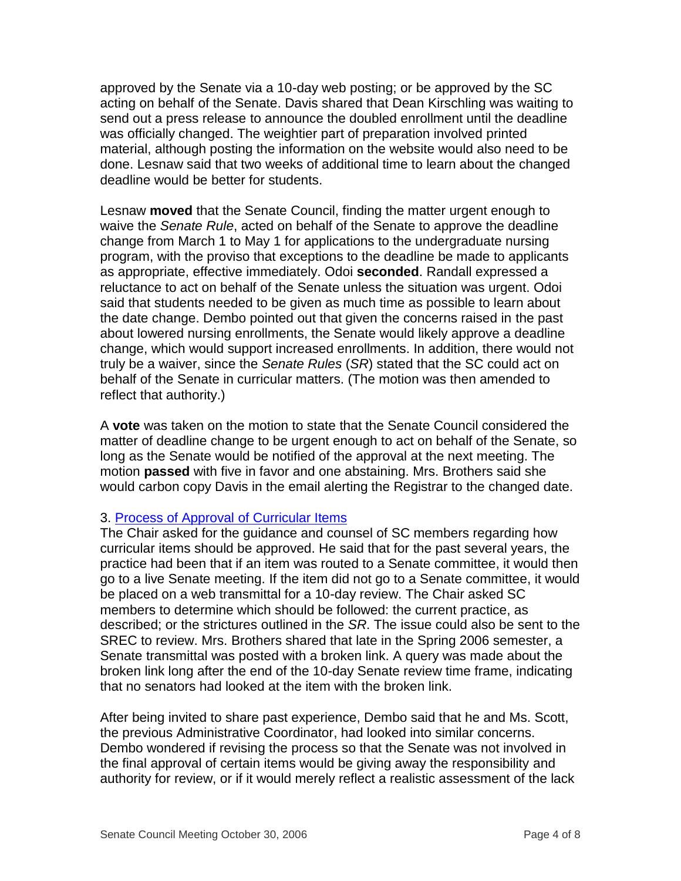approved by the Senate via a 10-day web posting; or be approved by the SC acting on behalf of the Senate. Davis shared that Dean Kirschling was waiting to send out a press release to announce the doubled enrollment until the deadline was officially changed. The weightier part of preparation involved printed material, although posting the information on the website would also need to be done. Lesnaw said that two weeks of additional time to learn about the changed deadline would be better for students.

Lesnaw **moved** that the Senate Council, finding the matter urgent enough to waive the *Senate Rule*, acted on behalf of the Senate to approve the deadline change from March 1 to May 1 for applications to the undergraduate nursing program, with the proviso that exceptions to the deadline be made to applicants as appropriate, effective immediately. Odoi **seconded**. Randall expressed a reluctance to act on behalf of the Senate unless the situation was urgent. Odoi said that students needed to be given as much time as possible to learn about the date change. Dembo pointed out that given the concerns raised in the past about lowered nursing enrollments, the Senate would likely approve a deadline change, which would support increased enrollments. In addition, there would not truly be a waiver, since the *Senate Rules* (*SR*) stated that the SC could act on behalf of the Senate in curricular matters. (The motion was then amended to reflect that authority.)

A **vote** was taken on the motion to state that the Senate Council considered the matter of deadline change to be urgent enough to act on behalf of the Senate, so long as the Senate would be notified of the approval at the next meeting. The motion **passed** with five in favor and one abstaining. Mrs. Brothers said she would carbon copy Davis in the email alerting the Registrar to the changed date.

3. Process of Approval of Curricular Items

The Chair asked for the guidance and counsel of SC members regarding how curricular items should be approved. He said that for the past several years, the practice had been that if an item was routed to a Senate committee, it would then go to a live Senate meeting. If the item did not go to a Senate committee, it would be placed on a web transmittal for a 10-day review. The Chair asked SC members to determine which should be followed: the current practice, as described; or the strictures outlined in the *SR*. The issue could also be sent to the SREC to review. Mrs. Brothers shared that late in the Spring 2006 semester, a Senate transmittal was posted with a broken link. A query was made about the broken link long after the end of the 10-day Senate review time frame, indicating that no senators had looked at the item with the broken link.

After being invited to share past experience, Dembo said that he and Ms. Scott, the previous Administrative Coordinator, had looked into similar concerns. Dembo wondered if revising the process so that the Senate was not involved in the final approval of certain items would be giving away the responsibility and authority for review, or if it would merely reflect a realistic assessment of the lack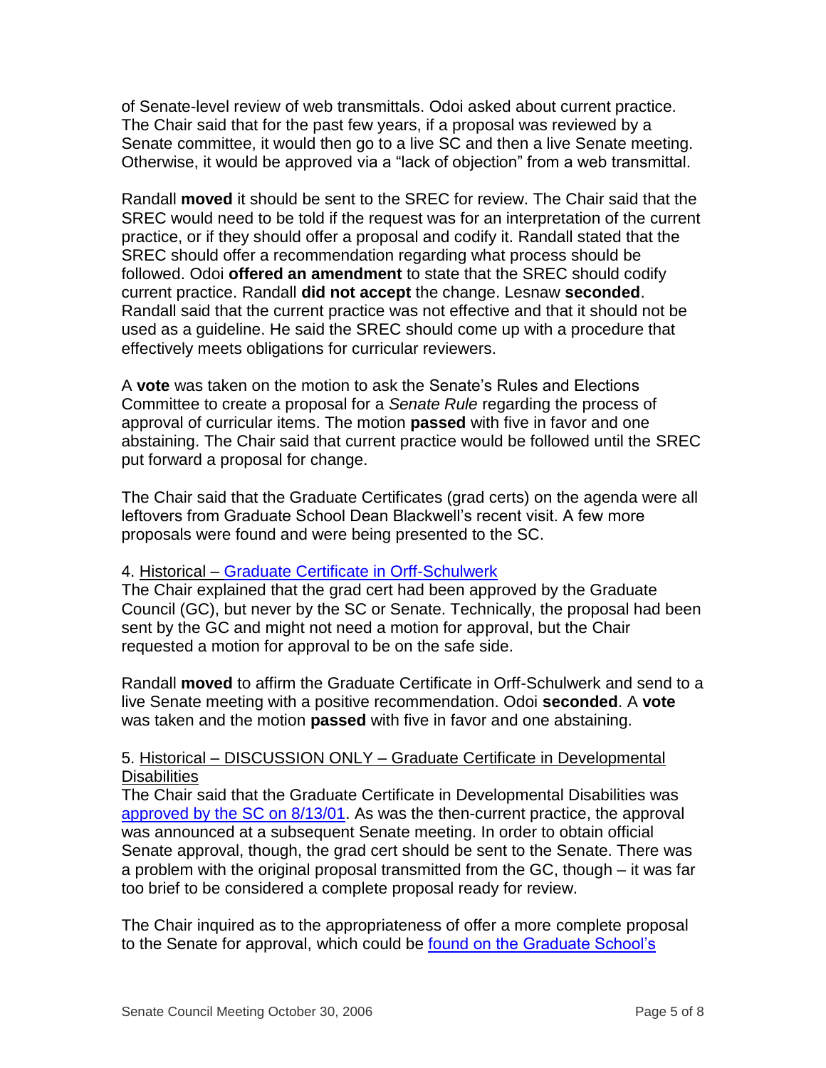of Senate-level review of web transmittals. Odoi asked about current practice. The Chair said that for the past few years, if a proposal was reviewed by a Senate committee, it would then go to a live SC and then a live Senate meeting. Otherwise, it would be approved via a "lack of objection" from a web transmittal.

Randall **moved** it should be sent to the SREC for review. The Chair said that the SREC would need to be told if the request was for an interpretation of the current practice, or if they should offer a proposal and codify it. Randall stated that the SREC should offer a recommendation regarding what process should be followed. Odoi **offered an amendment** to state that the SREC should codify current practice. Randall **did not accept** the change. Lesnaw **seconded**. Randall said that the current practice was not effective and that it should not be used as a guideline. He said the SREC should come up with a procedure that effectively meets obligations for curricular reviewers.

A **vote** was taken on the motion to ask the Senate's Rules and Elections Committee to create a proposal for a *Senate Rule* regarding the process of approval of curricular items. The motion **passed** with five in favor and one abstaining. The Chair said that current practice would be followed until the SREC put forward a proposal for change.

The Chair said that the Graduate Certificates (grad certs) on the agenda were all leftovers from Graduate School Dean Blackwell's recent visit. A few more proposals were found and were being presented to the SC.

4. Historical – Graduate Certificate in Orff-Schulwerk

The Chair explained that the grad cert had been approved by the Graduate Council (GC), but never by the SC or Senate. Technically, the proposal had been sent by the GC and might not need a motion for approval, but the Chair requested a motion for approval to be on the safe side.

Randall **moved** to affirm the Graduate Certificate in Orff-Schulwerk and send to a live Senate meeting with a positive recommendation. Odoi **seconded**. A **vote** was taken and the motion **passed** with five in favor and one abstaining.

5. Historical – DISCUSSION ONLY – Graduate Certificate in Developmental Disabilities

The Chair said that the Graduate Certificate in Developmental Disabilities was approved by the SC on 8/13/01. As was the then-current practice, the approval was announced at a subsequent Senate meeting. In order to obtain official Senate approval, though, the grad cert should be sent to the Senate. There was a problem with the original proposal transmitted from the GC, though – it was far too brief to be considered a complete proposal ready for review.

The Chair inquired as to the appropriateness of offer a more complete proposal to the Senate for approval, which could be found on the Graduate School's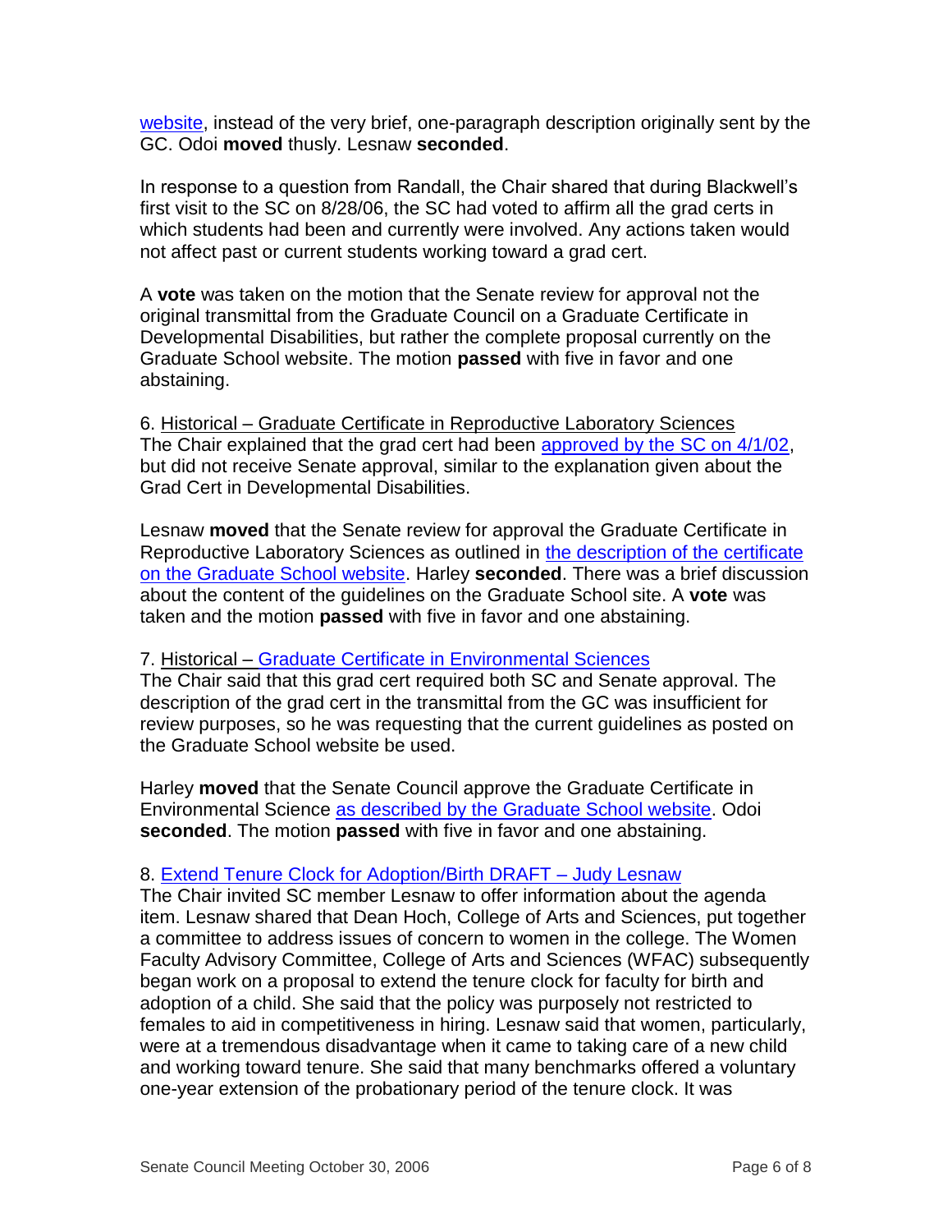website, instead of the very brief, one-paragraph description originally sent by the GC. Odoi **moved** thusly. Lesnaw **seconded**.

In response to a question from Randall, the Chair shared that during Blackwell's first visit to the SC on 8/28/06, the SC had voted to affirm all the grad certs in which students had been and currently were involved. Any actions taken would not affect past or current students working toward a grad cert.

A **vote** was taken on the motion that the Senate review for approval not the original transmittal from the Graduate Council on a Graduate Certificate in Developmental Disabilities, but rather the complete proposal currently on the Graduate School website. The motion **passed** with five in favor and one abstaining.

6. Historical – Graduate Certificate in Reproductive Laboratory Sciences

The Chair explained that the grad cert had been approved by the SC on 4/1/02, but did not receive Senate approval, similar to the explanation given about the Grad Cert in Developmental Disabilities.

Lesnaw **moved** that the Senate review for approval the Graduate Certificate in Reproductive Laboratory Sciences as outlined in the description of the certificate on the Graduate School website. Harley **seconded**. There was a brief discussion about the content of the guidelines on the Graduate School site. A **vote** was taken and the motion **passed** with five in favor and one abstaining.

7. Historical – Graduate Certificate in Environmental Sciences

The Chair said that this grad cert required both SC and Senate approval. The description of the grad cert in the transmittal from the GC was insufficient for review purposes, so he was requesting that the current guidelines as posted on the Graduate School website be used.

Harley **moved** that the Senate Council approve the Graduate Certificate in Environmental Science as described by the Graduate School website. Odoi **seconded**. The motion **passed** with five in favor and one abstaining.

8. Extend Tenure Clock for Adoption/Birth DRAFT – Judy Lesnaw

The Chair invited SC member Lesnaw to offer information about the agenda item. Lesnaw shared that Dean Hoch, College of Arts and Sciences, put together a committee to address issues of concern to women in the college. The Women Faculty Advisory Committee, College of Arts and Sciences (WFAC) subsequently began work on a proposal to extend the tenure clock for faculty for birth and adoption of a child. She said that the policy was purposely not restricted to females to aid in competitiveness in hiring. Lesnaw said that women, particularly, were at a tremendous disadvantage when it came to taking care of a new child and working toward tenure. She said that many benchmarks offered a voluntary one-year extension of the probationary period of the tenure clock. It was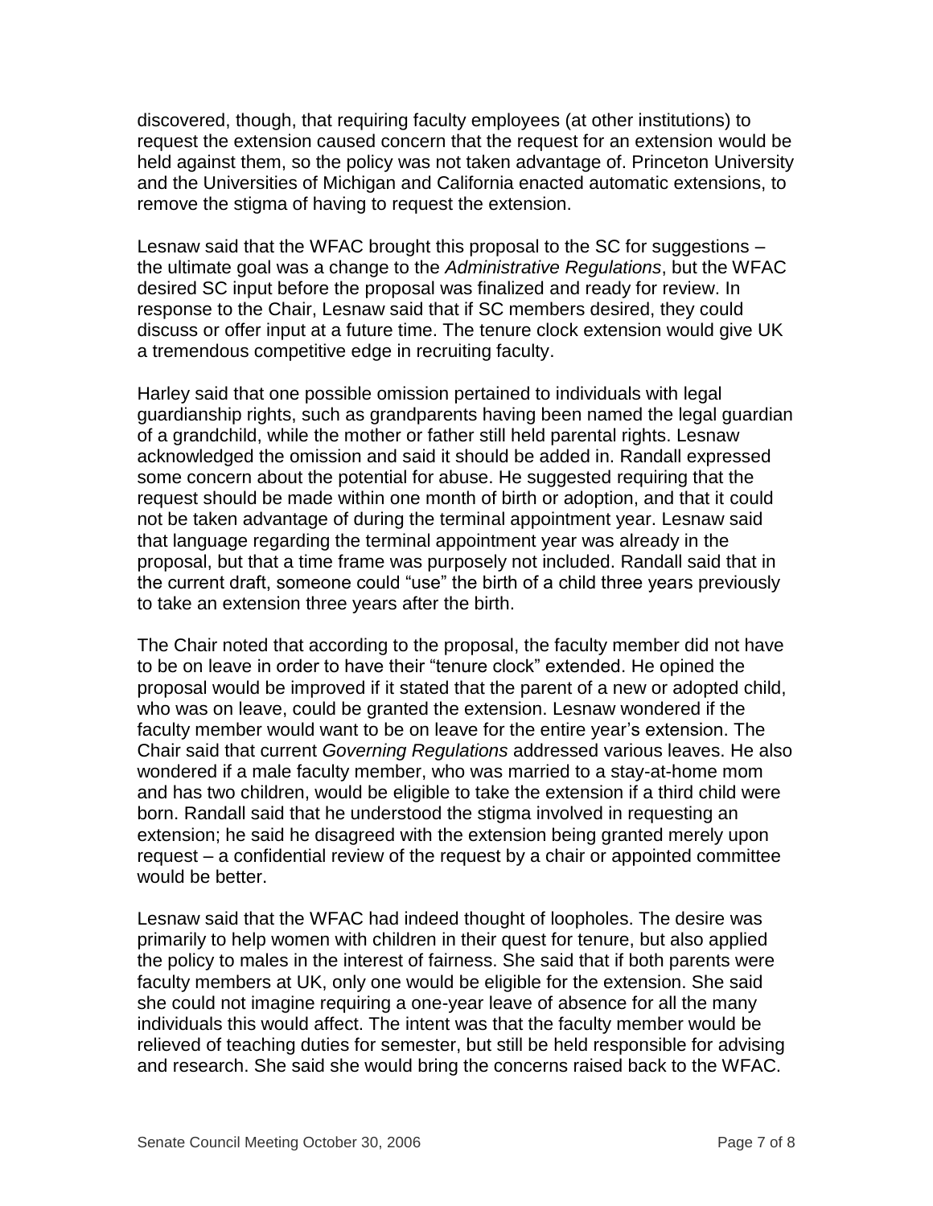discovered, though, that requiring faculty employees (at other institutions) to request the extension caused concern that the request for an extension would be held against them, so the policy was not taken advantage of. Princeton University and the Universities of Michigan and California enacted automatic extensions, to remove the stigma of having to request the extension.

Lesnaw said that the WFAC brought this proposal to the SC for suggestions – the ultimate goal was a change to the *Administrative Regulations*, but the WFAC desired SC input before the proposal was finalized and ready for review. In response to the Chair, Lesnaw said that if SC members desired, they could discuss or offer input at a future time. The tenure clock extension would give UK a tremendous competitive edge in recruiting faculty.

Harley said that one possible omission pertained to individuals with legal guardianship rights, such as grandparents having been named the legal guardian of a grandchild, while the mother or father still held parental rights. Lesnaw acknowledged the omission and said it should be added in. Randall expressed some concern about the potential for abuse. He suggested requiring that the request should be made within one month of birth or adoption, and that it could not be taken advantage of during the terminal appointment year. Lesnaw said that language regarding the terminal appointment year was already in the proposal, but that a time frame was purposely not included. Randall said that in the current draft, someone could "use" the birth of a child three years previously to take an extension three years after the birth.

The Chair noted that according to the proposal, the faculty member did not have to be on leave in order to have their "tenure clock" extended. He opined the proposal would be improved if it stated that the parent of a new or adopted child, who was on leave, could be granted the extension. Lesnaw wondered if the faculty member would want to be on leave for the entire year's extension. The Chair said that current *Governing Regulations* addressed various leaves. He also wondered if a male faculty member, who was married to a stay-at-home mom and has two children, would be eligible to take the extension if a third child were born. Randall said that he understood the stigma involved in requesting an extension; he said he disagreed with the extension being granted merely upon request – a confidential review of the request by a chair or appointed committee would be better.

Lesnaw said that the WFAC had indeed thought of loopholes. The desire was primarily to help women with children in their quest for tenure, but also applied the policy to males in the interest of fairness. She said that if both parents were faculty members at UK, only one would be eligible for the extension. She said she could not imagine requiring a one-year leave of absence for all the many individuals this would affect. The intent was that the faculty member would be relieved of teaching duties for semester, but still be held responsible for advising and research. She said she would bring the concerns raised back to the WFAC.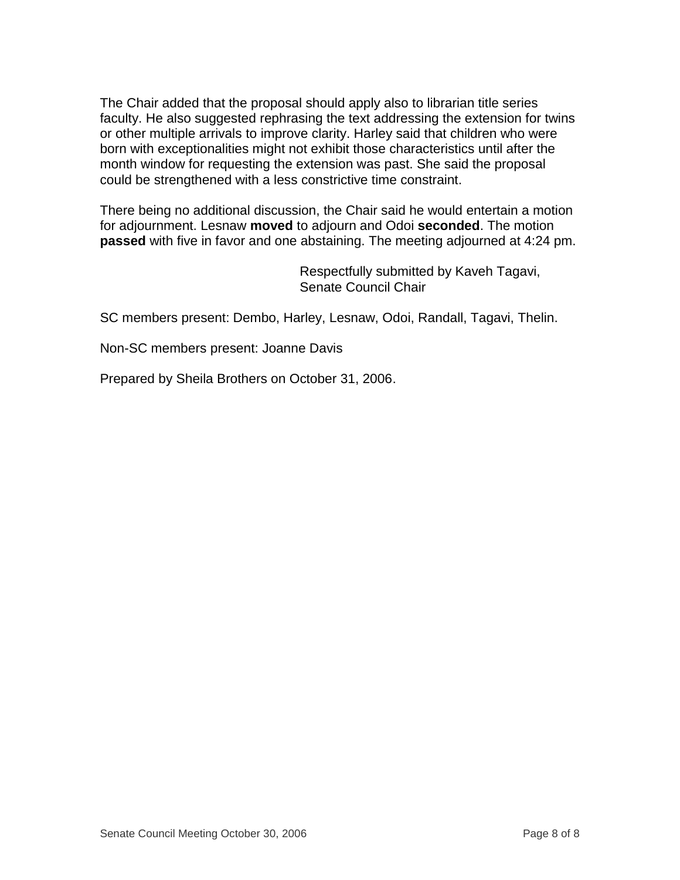The Chair added that the proposal should apply also to librarian title series faculty. He also suggested rephrasing the text addressing the extension for twins or other multiple arrivals to improve clarity. Harley said that children who were born with exceptionalities might not exhibit those characteristics until after the month window for requesting the extension was past. She said the proposal could be strengthened with a less constrictive time constraint.

There being no additional discussion, the Chair said he would entertain a motion for adjournment. Lesnaw **moved** to adjourn and Odoi **seconded**. The motion **passed** with five in favor and one abstaining. The meeting adjourned at 4:24 pm.

Respectfully submitted by Kaveh Tagavi,
Senate Council Chair

SC members present: Dembo, Harley, Lesnaw, Odoi, Randall, Tagavi, Thelin.

Non-SC members present: Joanne Davis

Prepared by Sheila Brothers on October 31, 2006.